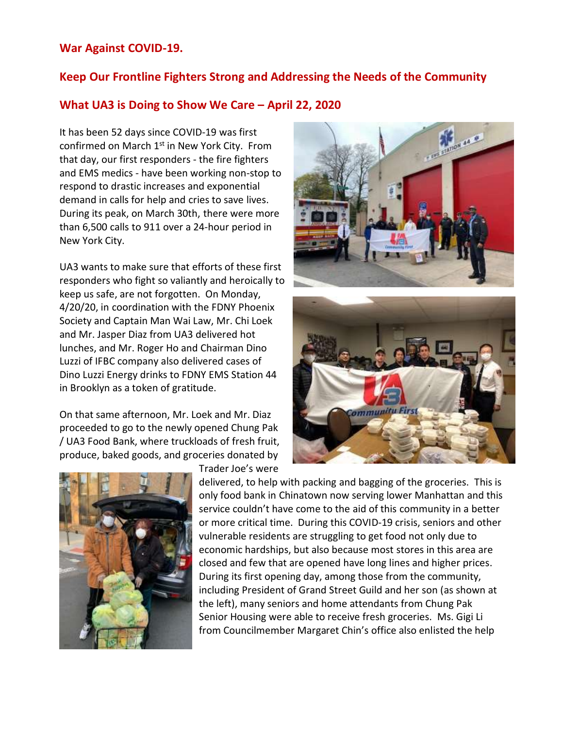## War Against COVID-19.

## Keep Our Frontline Fighters Strong and Addressing the Needs of the Community

## What UA3 is Doing to Show We Care – April 22, 2020

It has been 52 days since COVID-19 was first confirmed on March 1st in New York City. From that day, our first responders - the fire fighters and EMS medics - have been working non-stop to respond to drastic increases and exponential demand in calls for help and cries to save lives. During its peak, on March 30th, there were more than 6,500 calls to 911 over a 24-hour period in New York City.

UA3 wants to make sure that efforts of these first responders who fight so valiantly and heroically to keep us safe, are not forgotten. On Monday, 4/20/20, in coordination with the FDNY Phoenix Society and Captain Man Wai Law, Mr. Chi Loek and Mr. Jasper Diaz from UA3 delivered hot lunches, and Mr. Roger Ho and Chairman Dino Luzzi of IFBC company also delivered cases of Dino Luzzi Energy drinks to FDNY EMS Station 44 in Brooklyn as a token of gratitude.

On that same afternoon, Mr. Loek and Mr. Diaz proceeded to go to the newly opened Chung Pak / UA3 Food Bank, where truckloads of fresh fruit, produce, baked goods, and groceries donated by Trader Joe's were delivered, to help with packing and bagging of the groceries. This is only food bank in Chinatown now serving lower Manhattan and this service couldn't have come to the aid of this community in a better or more critical time. During this COVID-19 crisis, seniors and other vulnerable residents are struggling to get food not only due to economic hardships, but also because most stores in this area are closed and few that are opened have long lines and higher prices. During its first opening day, among those from the community, including President of Grand Street Guild and her son (as shown at the left), many seniors and home attendants from Chung Pak Senior Housing were able to receive fresh groceries. Ms. Gigi Li from Councilmember Margaret Chin's office also enlisted the help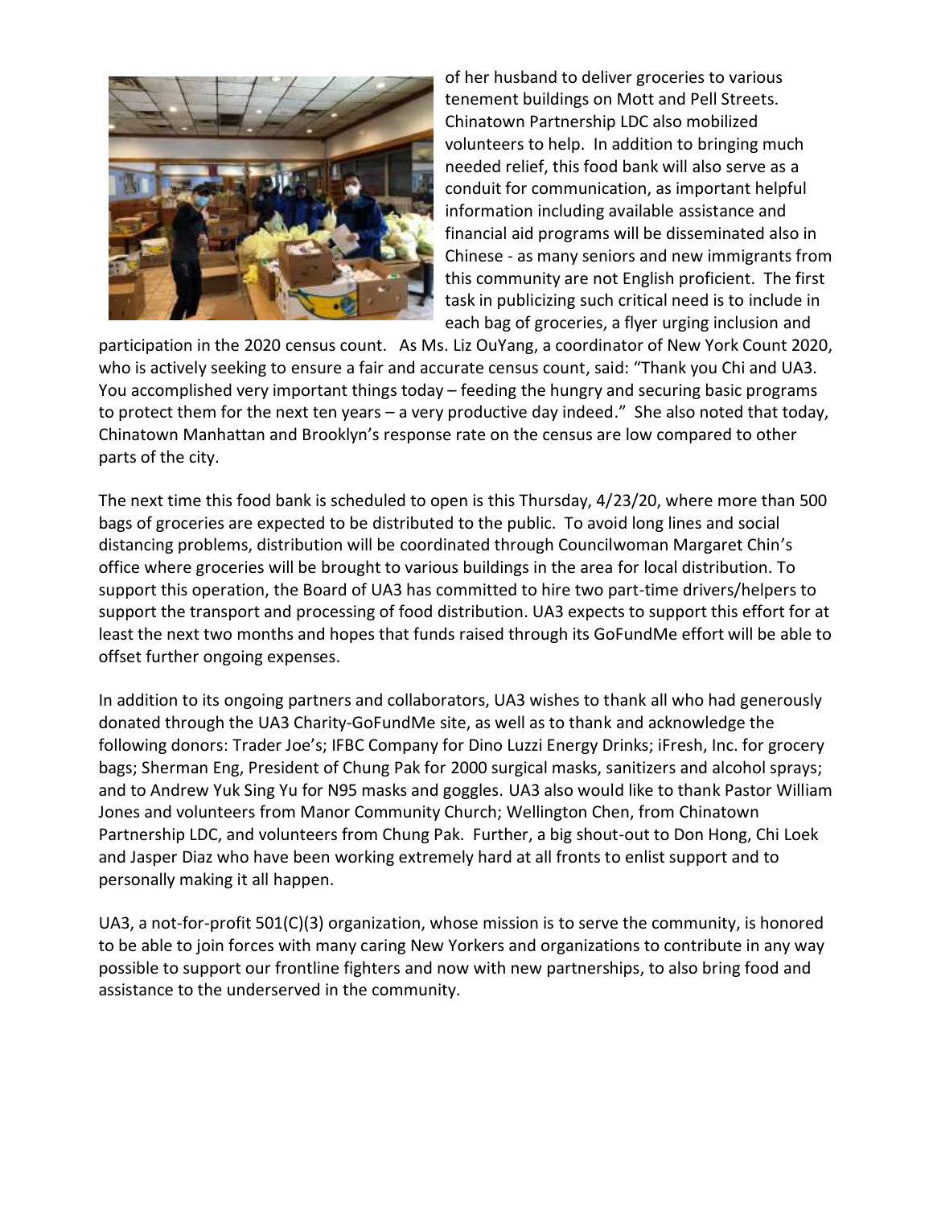of her husband to deliver groceries to various tenement buildings on Mott and Pell Streets. Chinatown Partnership LDC also mobilized volunteers to help. In addition to bringing much needed relief, this food bank will also serve as a conduit for communication, as important helpful information including available assistance and financial aid programs will be disseminated also in Chinese - as many seniors and new immigrants from this community are not English proficient. The first task in publicizing such critical need is to include in each bag of groceries, a flyer urging inclusion and participation in the 2020 census count. As Ms. Liz OuYang, a coordinator of New York Count 2020, who is actively seeking to ensure a fair and accurate census count, said: "Thank you Chi and UA3. You accomplished very important things today – feeding the hungry and securing basic programs to protect them for the next ten years – a very productive day indeed." She also noted that today, Chinatown Manhattan and Brooklyn's response rate on the census are low compared to other parts of the city.

The next time this food bank is scheduled to open is this Thursday, 4/23/20, where more than 500 bags of groceries are expected to be distributed to the public. To avoid long lines and social distancing problems, distribution will be coordinated through Councilwoman Margaret Chin's office where groceries will be brought to various buildings in the area for local distribution. To support this operation, the Board of UA3 has committed to hire two part-time drivers/helpers to support the transport and processing of food distribution. UA3 expects to support this effort for at least the next two months and hopes that funds raised through its GoFundMe effort will be able to offset further ongoing expenses.

In addition to its ongoing partners and collaborators, UA3 wishes to thank all who had generously donated through the UA3 Charity-GoFundMe site, as well as to thank and acknowledge the following donors: Trader Joe's; IFBC Company for Dino Luzzi Energy Drinks; iFresh, Inc. for grocery bags; Sherman Eng, President of Chung Pak for 2000 surgical masks, sanitizers and alcohol sprays; and to Andrew Yuk Sing Yu for N95 masks and goggles. UA3 also would like to thank Pastor William Jones and volunteers from Manor Community Church; Wellington Chen, from Chinatown Partnership LDC, and volunteers from Chung Pak. Further, a big shout-out to Don Hong, Chi Loek and Jasper Diaz who have been working extremely hard at all fronts to enlist support and to personally making it all happen.

UA3, a not-for-profit 501(C)(3) organization, whose mission is to serve the community, is honored to be able to join forces with many caring New Yorkers and organizations to contribute in any way possible to support our frontline fighters and now with new partnerships, to also bring food and assistance to the underserved in the community.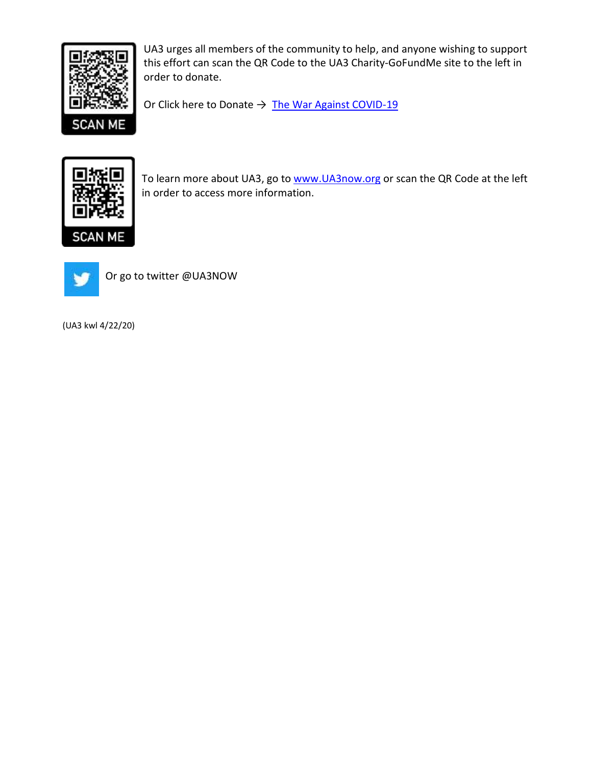UA3 urges all members of the community to help, and anyone wishing to support this effort can scan the QR Code to the UA3 Charity-GoFundMe site to the left in order to donate.

Or Click here to Donate → The War Against COVID-19

To learn more about UA3, go to www.UA3now.org or scan the QR Code at the left in order to access more information.

Or go to twitter @UA3NOW

(UA3 kwl 4/22/20)